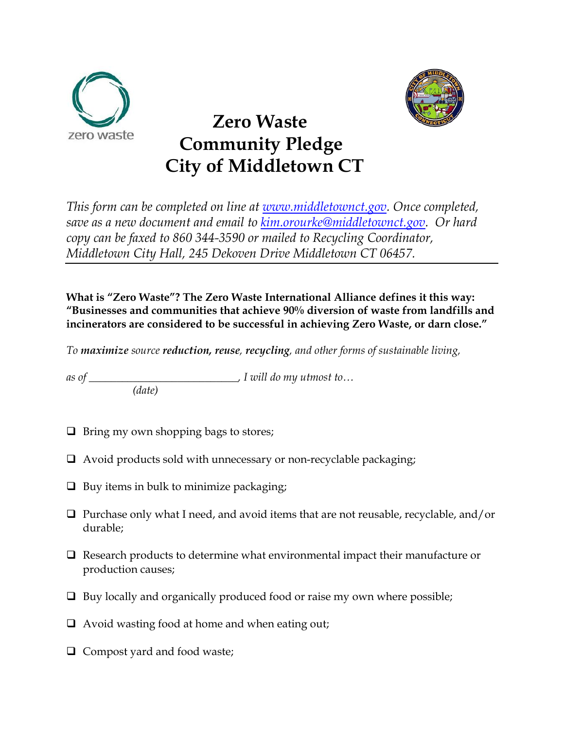zero waste

# Zero Waste Community Pledge City of Middletown CT

*This form can be completed on line at [www.middletownct.gov](www.middletownct.gov). Once completed, save as a new document and email to [kim.orourke@middletownct.gov](mailto:kim.orourke@middletownct.gov). Or hard copy can be faxed to 860 344-3590 or mailed to Recycling Coordinator, Middletown City Hall, 245 Dekoven Drive Middletown CT 06457.*

---

**What is "Zero Waste"? The Zero Waste International Alliance defines it this way: "Businesses and communities that achieve 90% diversion of waste from landfills and incinerators are considered to be successful in achieving Zero Waste, or darn close."**

*To **maximize** source **reduction, reuse**, **recycling**, and other forms of sustainable living,*

*as of \_\_\_\_\_\_\_\_\_\_\_\_\_\_\_\_\_\_\_\_\_\_\_\_\_\_, I will do my utmost to…*
*(date)*

- ☐ Bring my own shopping bags to stores;
- ☐ Avoid products sold with unnecessary or non-recyclable packaging;
- ☐ Buy items in bulk to minimize packaging;
- ☐ Purchase only what I need, and avoid items that are not reusable, recyclable, and/or durable;
- ☐ Research products to determine what environmental impact their manufacture or production causes;
- ☐ Buy locally and organically produced food or raise my own where possible;
- ☐ Avoid wasting food at home and when eating out;
- ☐ Compost yard and food waste;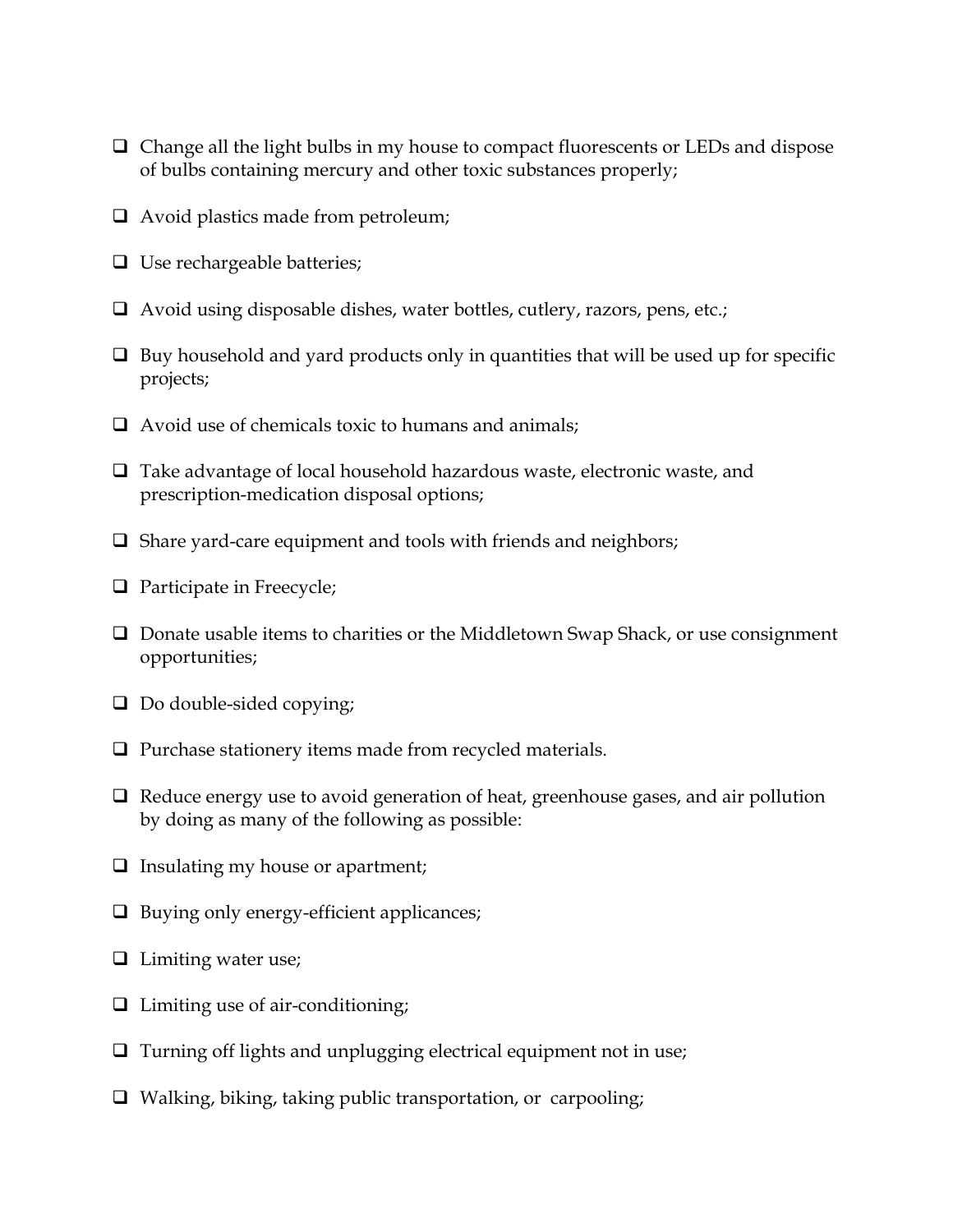- [ ] Change all the light bulbs in my house to compact fluorescents or LEDs and dispose of bulbs containing mercury and other toxic substances properly;
- [ ] Avoid plastics made from petroleum;
- [ ] Use rechargeable batteries;
- [ ] Avoid using disposable dishes, water bottles, cutlery, razors, pens, etc.;
- [ ] Buy household and yard products only in quantities that will be used up for specific projects;
- [ ] Avoid use of chemicals toxic to humans and animals;
- [ ] Take advantage of local household hazardous waste, electronic waste, and prescription-medication disposal options;
- [ ] Share yard-care equipment and tools with friends and neighbors;
- [ ] Participate in Freecycle;
- [ ] Donate usable items to charities or the Middletown Swap Shack, or use consignment opportunities;
- [ ] Do double-sided copying;
- [ ] Purchase stationery items made from recycled materials.
- [ ] Reduce energy use to avoid generation of heat, greenhouse gases, and air pollution by doing as many of the following as possible:
- [ ] Insulating my house or apartment;
- [ ] Buying only energy-efficient applicances;
- [ ] Limiting water use;
- [ ] Limiting use of air-conditioning;
- [ ] Turning off lights and unplugging electrical equipment not in use;
- [ ] Walking, biking, taking public transportation, or carpooling;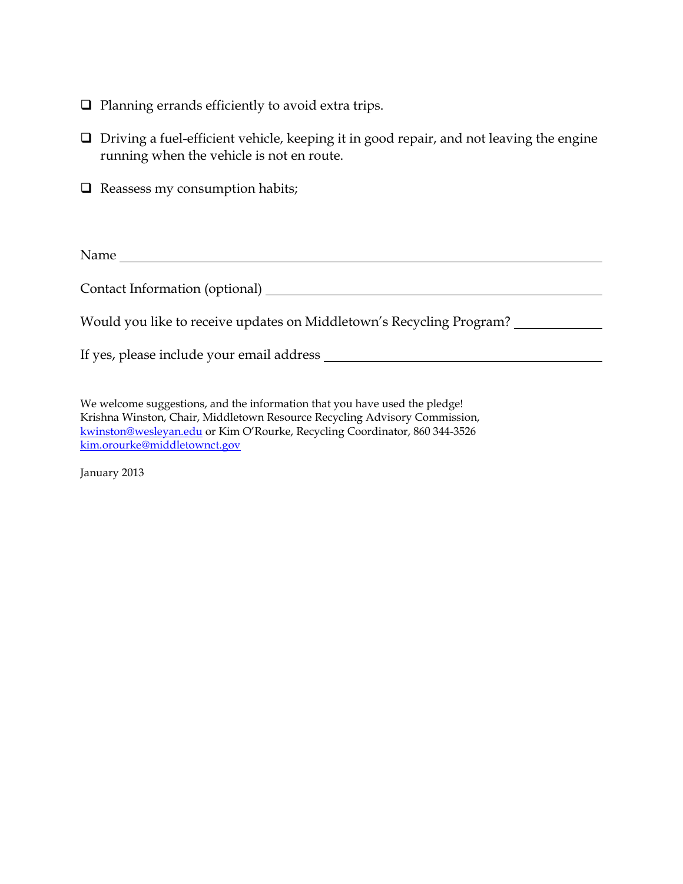- ☐ Planning errands efficiently to avoid extra trips.
- ☐ Driving a fuel-efficient vehicle, keeping it in good repair, and not leaving the engine running when the vehicle is not en route.
- ☐ Reassess my consumption habits;

Name ______________________________________________

Contact Information (optional) ______________________________

Would you like to receive updates on Middletown's Recycling Program? ________

If yes, please include your email address ________________________

We welcome suggestions, and the information that you have used the pledge!
Krishna Winston, Chair, Middletown Resource Recycling Advisory Commission, kwinston@wesleyan.edu or Kim O'Rourke, Recycling Coordinator, 860 344-3526 kim.orourke@middletownct.gov

January 2013